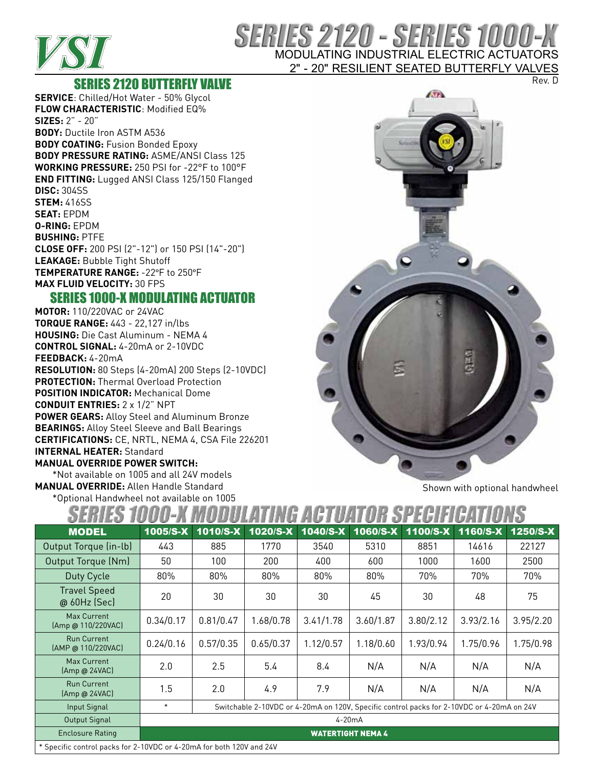VSI

# SERIES 2120 - SERIES 1000-X

MODULATING INDUSTRIAL ELECTRIC ACTUATORS

2" - 20" RESILIENT SEATED BUTTERFLY VALVES

Rev. D

## SERIES 2120 BUTTERFLY VALVE

**SERVICE**: Chilled/Hot Water - 50% Glycol
**FLOW CHARACTERISTIC**: Modified EQ%
**SIZES:** 2" - 20"
**BODY:** Ductile Iron ASTM A536
**BODY COATING:** Fusion Bonded Epoxy
**BODY PRESSURE RATING:** ASME/ANSI Class 125
**WORKING PRESSURE:** 250 PSI for -22°F to 100°F
**END FITTING:** Lugged ANSI Class 125/150 Flanged
**DISC:** 304SS
**STEM:** 416SS
**SEAT:** EPDM
**O-RING:** EPDM
**BUSHING:** PTFE
**CLOSE OFF:** 200 PSI (2"-12") or 150 PSI (14"-20")
**LEAKAGE:** Bubble Tight Shutoff
**TEMPERATURE RANGE:** -22°F to 250°F
**MAX FLUID VELOCITY:** 30 FPS

## SERIES 1000-X MODULATING ACTUATOR

**MOTOR:** 110/220VAC or 24VAC
**TORQUE RANGE:** 443 - 22,127 in/lbs
**HOUSING:** Die Cast Aluminum - NEMA 4
**CONTROL SIGNAL:** 4-20mA or 2-10VDC
**FEEDBACK:** 4-20mA
**RESOLUTION:** 80 Steps (4-20mA) 200 Steps (2-10VDC)
**PROTECTION:** Thermal Overload Protection
**POSITION INDICATOR:** Mechanical Dome
**CONDUIT ENTRIES:** 2 x 1/2" NPT
**POWER GEARS:** Alloy Steel and Aluminum Bronze
**BEARINGS:** Alloy Steel Sleeve and Ball Bearings
**CERTIFICATIONS:** CE, NRTL, NEMA 4, CSA File 226201
**INTERNAL HEATER:** Standard
**MANUAL OVERRIDE POWER SWITCH:**
*Not available on 1005 and all 24V models
**MANUAL OVERRIDE:** Allen Handle Standard
*Optional Handwheel not available on 1005

Shown with optional handwheel

## SERIES 1000-X MODULATING ACTUATOR SPECIFICATIONS

| MODEL | 1005/S-X | 1010/S-X | 1020/S-X | 1040/S-X | 1060/S-X | 1100/S-X | 1160/S-X | 1250/S-X |
|---|---|---|---|---|---|---|---|---|
| Output Torque (in-lb) | 443 | 885 | 1770 | 3540 | 5310 | 8851 | 14616 | 22127 |
| Output Torque (Nm) | 50 | 100 | 200 | 400 | 600 | 1000 | 1600 | 2500 |
| Duty Cycle | 80% | 80% | 80% | 80% | 80% | 70% | 70% | 70% |
| Travel Speed @ 60Hz (Sec) | 20 | 30 | 30 | 30 | 45 | 30 | 48 | 75 |
| Max Current (Amp @ 110/220VAC) | 0.34/0.17 | 0.81/0.47 | 1.68/0.78 | 3.41/1.78 | 3.60/1.87 | 3.80/2.12 | 3.93/2.16 | 3.95/2.20 |
| Run Current (AMP @ 110/220VAC) | 0.24/0.16 | 0.57/0.35 | 0.65/0.37 | 1.12/0.57 | 1.18/0.60 | 1.93/0.94 | 1.75/0.96 | 1.75/0.98 |
| Max Current (Amp @ 24VAC) | 2.0 | 2.5 | 5.4 | 8.4 | N/A | N/A | N/A | N/A |
| Run Current (Amp @ 24VAC) | 1.5 | 2.0 | 4.9 | 7.9 | N/A | N/A | N/A | N/A |
| Input Signal | * | Switchable 2-10VDC or 4-20mA on 120V, Specific control packs for 2-10VDC or 4-20mA on 24V | | | | | | |
| Output Signal | 4-20mA | | | | | | | |
| Enclosure Rating | WATERTIGHT NEMA 4 | | | | | | | |

* Specific control packs for 2-10VDC or 4-20mA for both 120V and 24V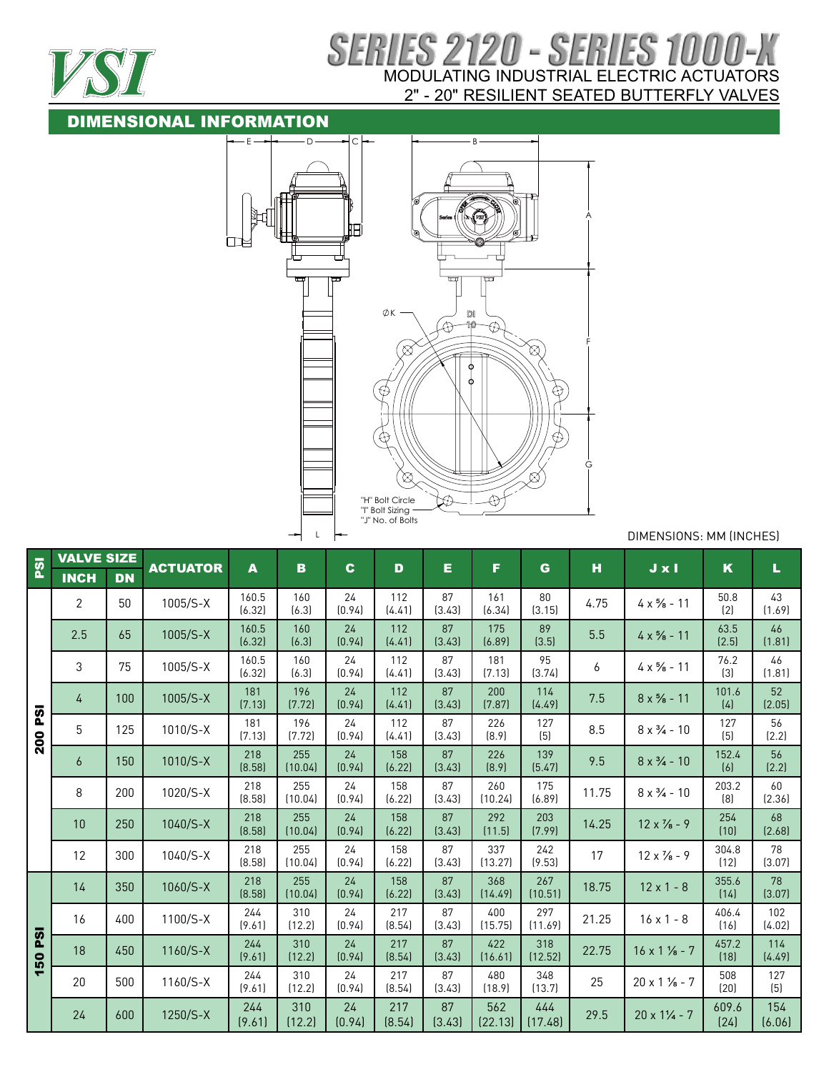# SERIES 2120 - SERIES 1000-X

MODULATING INDUSTRIAL ELECTRIC ACTUATORS

2" - 20" RESILIENT SEATED BUTTERFLY VALVES

## DIMENSIONAL INFORMATION

E
D
C
B
A
F
G
ØK
"H" Bolt Circle
"I" Bolt Sizing
"J" No. of Bolts
L

DIMENSIONS: MM (INCHES)

| PSI | VALVE SIZE | | ACTUATOR | A | B | C | D | E | F | G | H | J x I | K | L |
|---|---|---|---|---|---|---|---|---|---|---|---|---|---|---|
| | INCH | DN | | | | | | | | | | | | |
| 200 PSI | 2 | 50 | 1005/S-X | 160.5 (6.32) | 160 (6.3) | 24 (0.94) | 112 (4.41) | 87 (3.43) | 161 (6.34) | 80 (3.15) | 4.75 | 4 x ⅝ - 11 | 50.8 (2) | 43 (1.69) |
| | 2.5 | 65 | 1005/S-X | 160.5 (6.32) | 160 (6.3) | 24 (0.94) | 112 (4.41) | 87 (3.43) | 175 (6.89) | 89 (3.5) | 5.5 | 4 x ⅝ - 11 | 63.5 (2.5) | 46 (1.81) |
| | 3 | 75 | 1005/S-X | 160.5 (6.32) | 160 (6.3) | 24 (0.94) | 112 (4.41) | 87 (3.43) | 181 (7.13) | 95 (3.74) | 6 | 4 x ⅝ - 11 | 76.2 (3) | 46 (1.81) |
| | 4 | 100 | 1005/S-X | 181 (7.13) | 196 (7.72) | 24 (0.94) | 112 (4.41) | 87 (3.43) | 200 (7.87) | 114 (4.49) | 7.5 | 8 x ⅝ - 11 | 101.6 (4) | 52 (2.05) |
| | 5 | 125 | 1010/S-X | 181 (7.13) | 196 (7.72) | 24 (0.94) | 112 (4.41) | 87 (3.43) | 226 (8.9) | 127 (5) | 8.5 | 8 x ¾ - 10 | 127 (5) | 56 (2.2) |
| | 6 | 150 | 1010/S-X | 218 (8.58) | 255 (10.04) | 24 (0.94) | 158 (6.22) | 87 (3.43) | 226 (8.9) | 139 (5.47) | 9.5 | 8 x ¾ - 10 | 152.4 (6) | 56 (2.2) |
| | 8 | 200 | 1020/S-X | 218 (8.58) | 255 (10.04) | 24 (0.94) | 158 (6.22) | 87 (3.43) | 260 (10.24) | 175 (6.89) | 11.75 | 8 x ¾ - 10 | 203.2 (8) | 60 (2.36) |
| | 10 | 250 | 1040/S-X | 218 (8.58) | 255 (10.04) | 24 (0.94) | 158 (6.22) | 87 (3.43) | 292 (11.5) | 203 (7.99) | 14.25 | 12 x ⅞ - 9 | 254 (10) | 68 (2.68) |
| | 12 | 300 | 1040/S-X | 218 (8.58) | 255 (10.04) | 24 (0.94) | 158 (6.22) | 87 (3.43) | 337 (13.27) | 242 (9.53) | 17 | 12 x ⅞ - 9 | 304.8 (12) | 78 (3.07) |
| 150 PSI | 14 | 350 | 1060/S-X | 218 (8.58) | 255 (10.04) | 24 (0.94) | 158 (6.22) | 87 (3.43) | 368 (14.49) | 267 (10.51) | 18.75 | 12 x 1 - 8 | 355.6 (14) | 78 (3.07) |
| | 16 | 400 | 1100/S-X | 244 (9.61) | 310 (12.2) | 24 (0.94) | 217 (8.54) | 87 (3.43) | 400 (15.75) | 297 (11.69) | 21.25 | 16 x 1 - 8 | 406.4 (16) | 102 (4.02) |
| | 18 | 450 | 1160/S-X | 244 (9.61) | 310 (12.2) | 24 (0.94) | 217 (8.54) | 87 (3.43) | 422 (16.61) | 318 (12.52) | 22.75 | 16 x 1 ⅛ - 7 | 457.2 (18) | 114 (4.49) |
| | 20 | 500 | 1160/S-X | 244 (9.61) | 310 (12.2) | 24 (0.94) | 217 (8.54) | 87 (3.43) | 480 (18.9) | 348 (13.7) | 25 | 20 x 1 ⅛ - 7 | 508 (20) | 127 (5) |
| | 24 | 600 | 1250/S-X | 244 (9.61) | 310 (12.2) | 24 (0.94) | 217 (8.54) | 87 (3.43) | 562 (22.13) | 444 (17.48) | 29.5 | 20 x 1¼ - 7 | 609.6 (24) | 154 (6.06) |